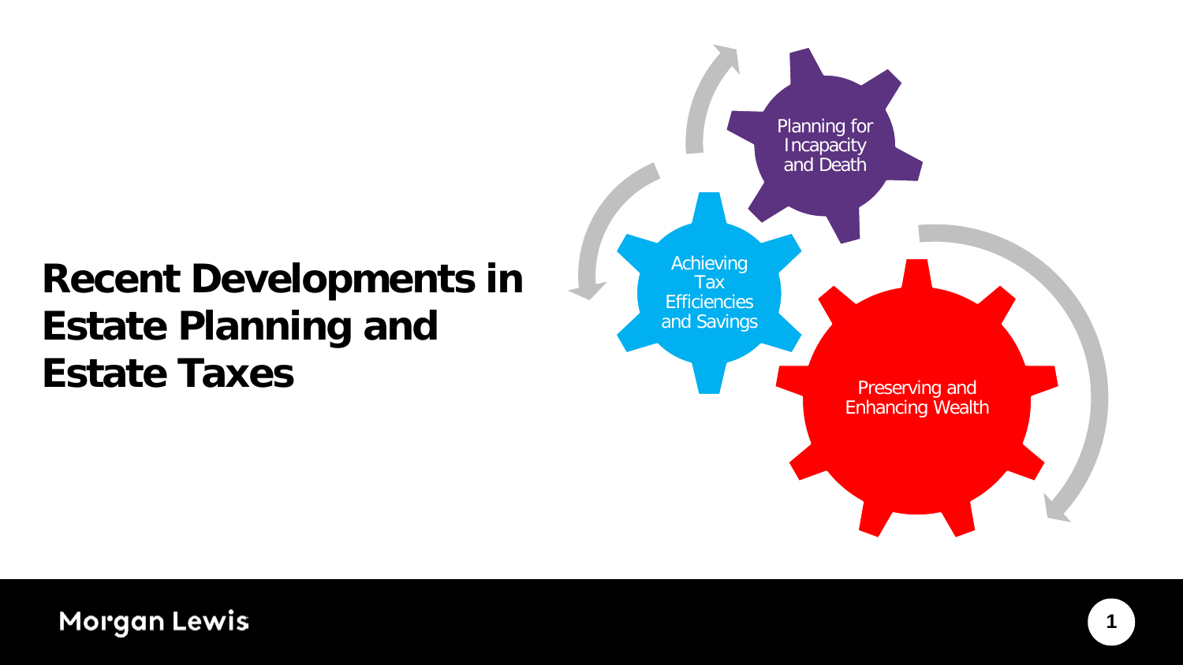# Recent Developments in Estate Planning and Estate Taxes

Planning for Incapacity and Death

Achieving Tax Efficiencies and Savings

Preserving and Enhancing Wealth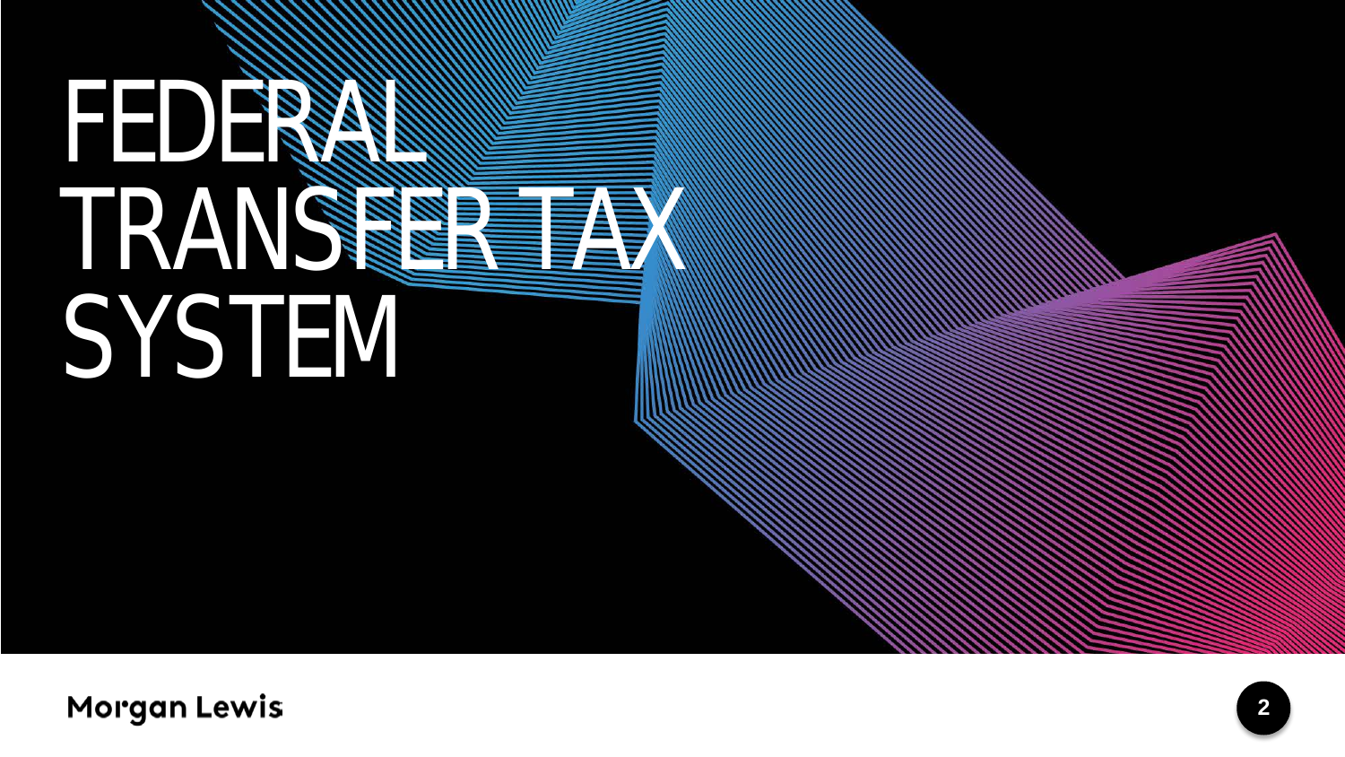# FEDERAL TRANSFER TAX SYSTEM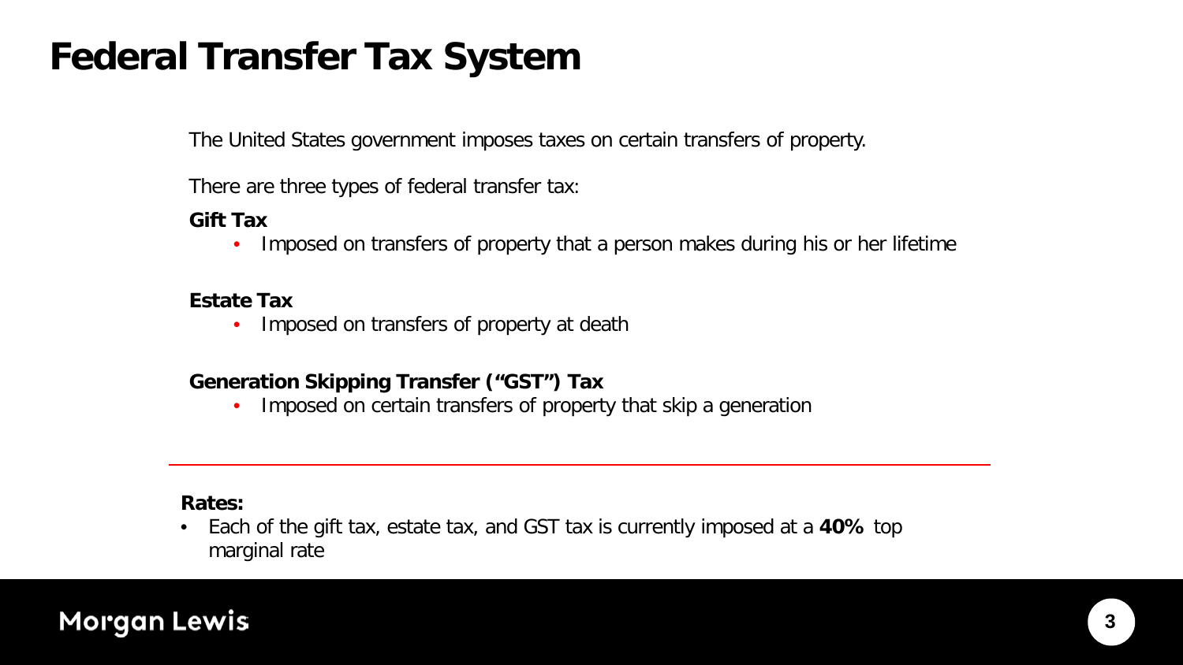# Federal Transfer Tax System

The United States government imposes taxes on certain transfers of property.

There are three types of federal transfer tax:

**Gift Tax**

- Imposed on transfers of property that a person makes during his or her lifetime

**Estate Tax**

- Imposed on transfers of property at death

**Generation Skipping Transfer ("GST") Tax**

- Imposed on certain transfers of property that skip a generation

---

**Rates:**

- Each of the gift tax, estate tax, and GST tax is currently imposed at a **40%** top marginal rate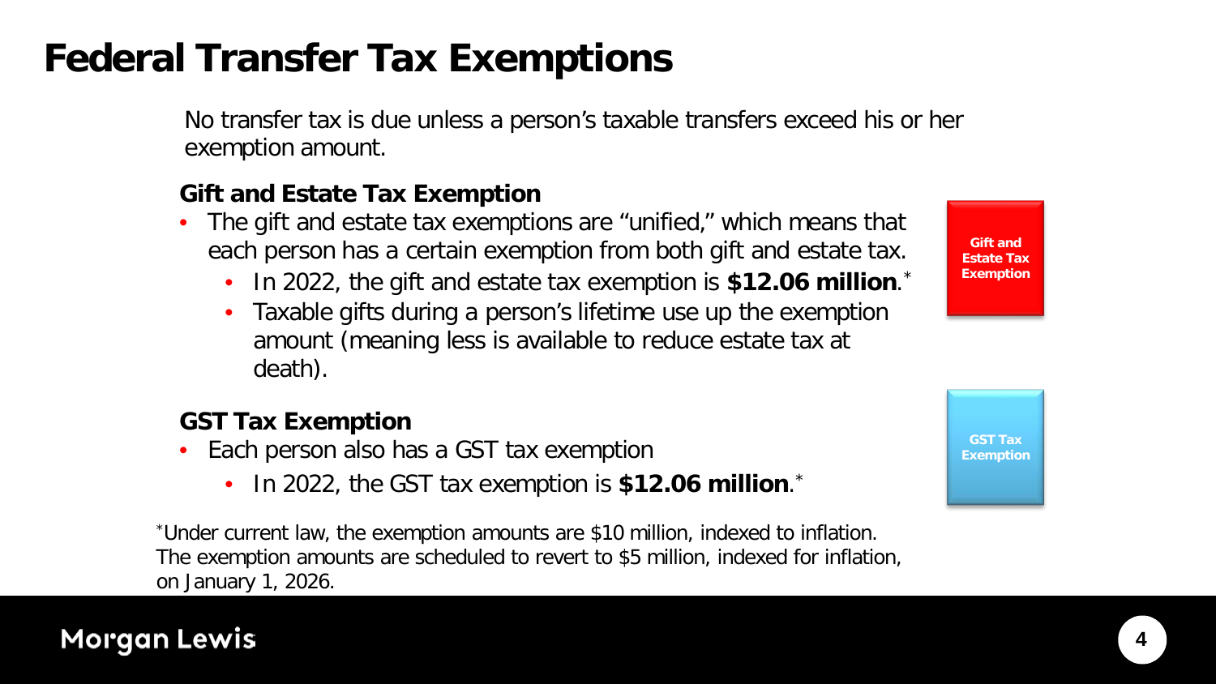# Federal Transfer Tax Exemptions

No transfer tax is due unless a person's taxable transfers exceed his or her exemption amount.

### Gift and Estate Tax Exemption

- The gift and estate tax exemptions are "unified," which means that each person has a certain exemption from both gift and estate tax.
  - In 2022, the gift and estate tax exemption is **$12.06 million**.*
  - Taxable gifts during a person's lifetime use up the exemption amount (meaning less is available to reduce estate tax at death).

Gift and Estate Tax Exemption

### GST Tax Exemption

- Each person also has a GST tax exemption
  - In 2022, the GST tax exemption is **$12.06 million**.*

GST Tax Exemption

*Under current law, the exemption amounts are $10 million, indexed to inflation. The exemption amounts are scheduled to revert to $5 million, indexed for inflation, on January 1, 2026.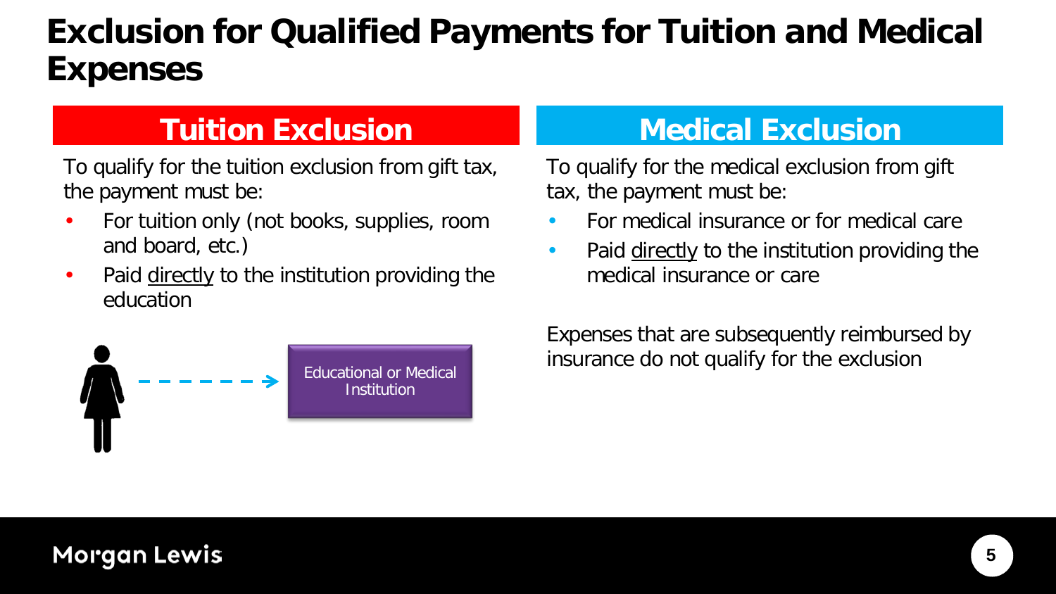# Exclusion for Qualified Payments for Tuition and Medical Expenses

## Tuition Exclusion

To qualify for the tuition exclusion from gift tax, the payment must be:

- For tuition only (not books, supplies, room and board, etc.)
- Paid <u>directly</u> to the institution providing the education

Educational or Medical Institution

## Medical Exclusion

To qualify for the medical exclusion from gift tax, the payment must be:

- For medical insurance or for medical care
- Paid <u>directly</u> to the institution providing the medical insurance or care

Expenses that are subsequently reimbursed by insurance do not qualify for the exclusion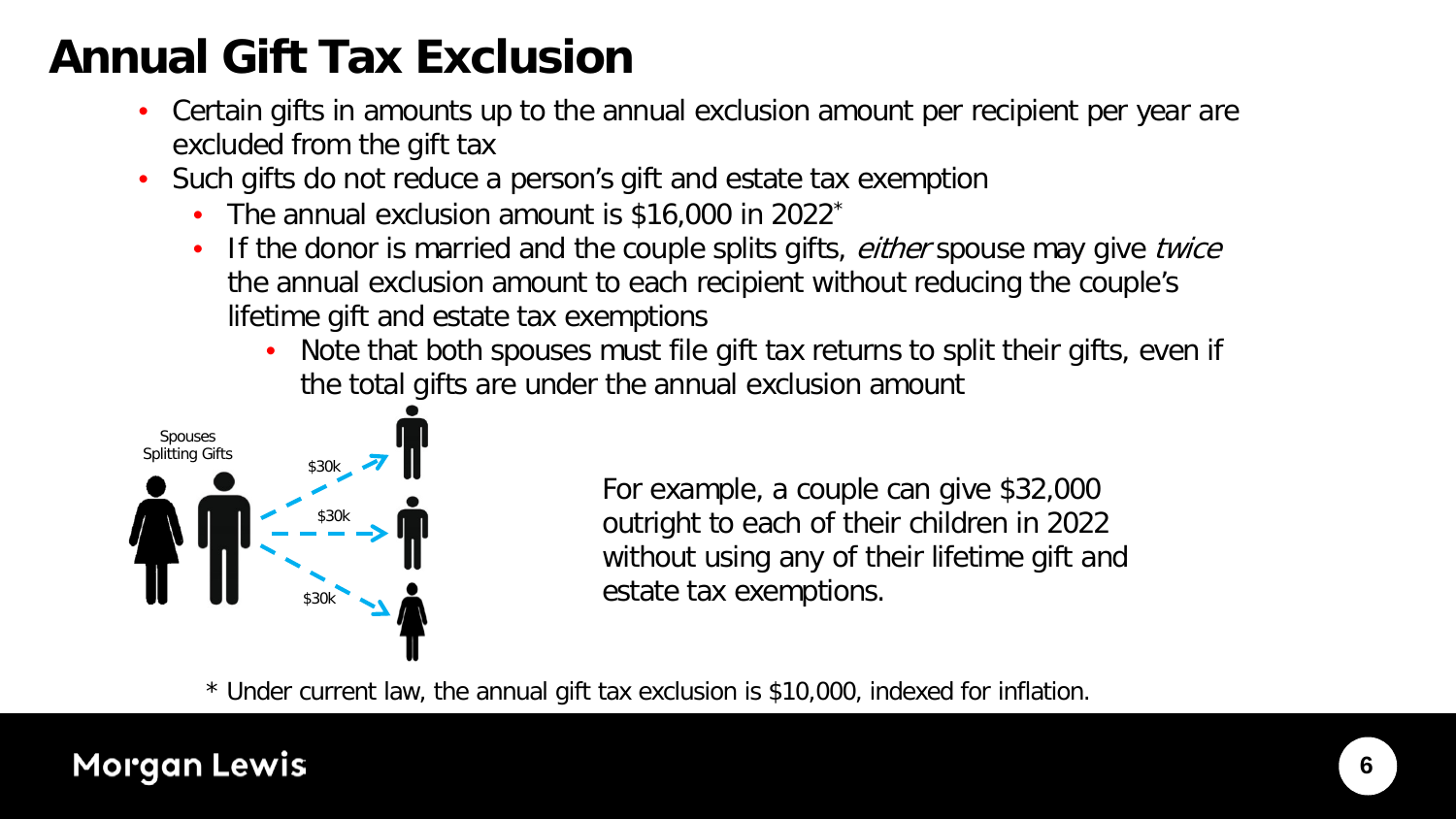# Annual Gift Tax Exclusion

- Certain gifts in amounts up to the annual exclusion amount per recipient per year are excluded from the gift tax
- Such gifts do not reduce a person's gift and estate tax exemption
  - The annual exclusion amount is $16,000 in 2022*
  - If the donor is married and the couple splits gifts, *either* spouse may give *twice* the annual exclusion amount to each recipient without reducing the couple's lifetime gift and estate tax exemptions
    - Note that both spouses must file gift tax returns to split their gifts, even if the total gifts are under the annual exclusion amount

Spouses Splitting Gifts

$30k

$30k

$30k

For example, a couple can give $32,000 outright to each of their children in 2022 without using any of their lifetime gift and estate tax exemptions.

* Under current law, the annual gift tax exclusion is $10,000, indexed for inflation.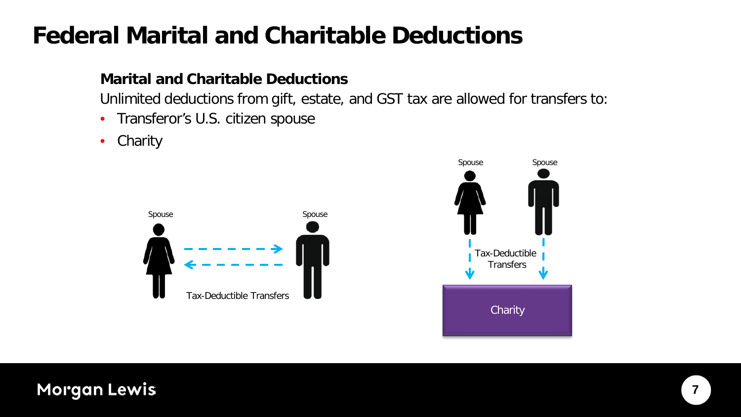# Federal Marital and Charitable Deductions

**Marital and Charitable Deductions**

Unlimited deductions from gift, estate, and GST tax are allowed for transfers to:

- Transferor's U.S. citizen spouse
- Charity

Spouse

Spouse

Tax-Deductible Transfers

Spouse

Spouse

Tax-Deductible Transfers

Charity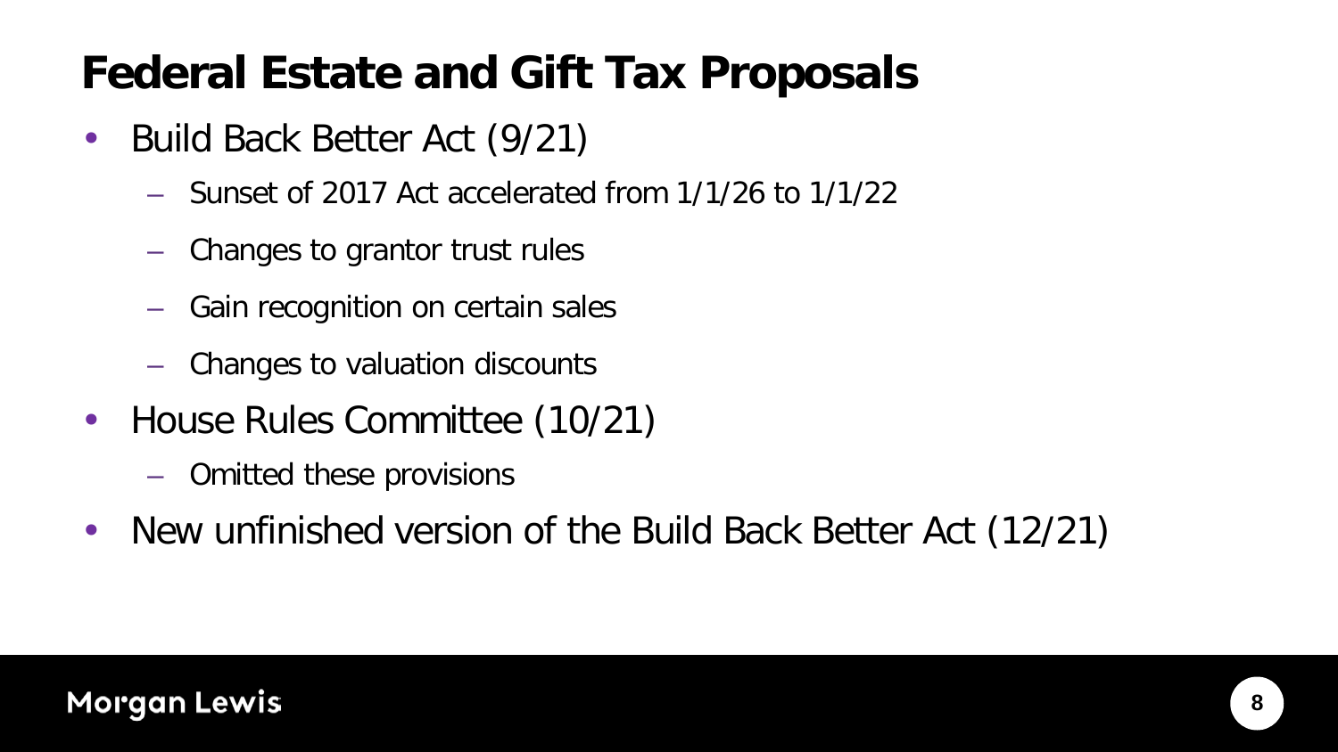# Federal Estate and Gift Tax Proposals

- Build Back Better Act (9/21)
  - Sunset of 2017 Act accelerated from 1/1/26 to 1/1/22
  - Changes to grantor trust rules
  - Gain recognition on certain sales
  - Changes to valuation discounts
- House Rules Committee (10/21)
  - Omitted these provisions
- New unfinished version of the Build Back Better Act (12/21)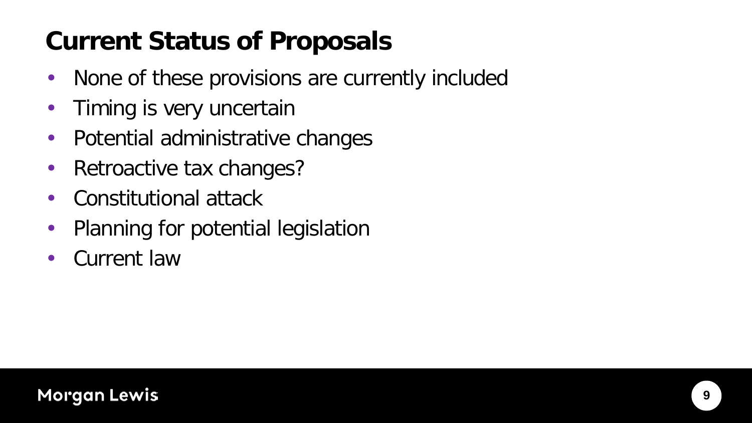# Current Status of Proposals

- None of these provisions are currently included
- Timing is very uncertain
- Potential administrative changes
- Retroactive tax changes?
- Constitutional attack
- Planning for potential legislation
- Current law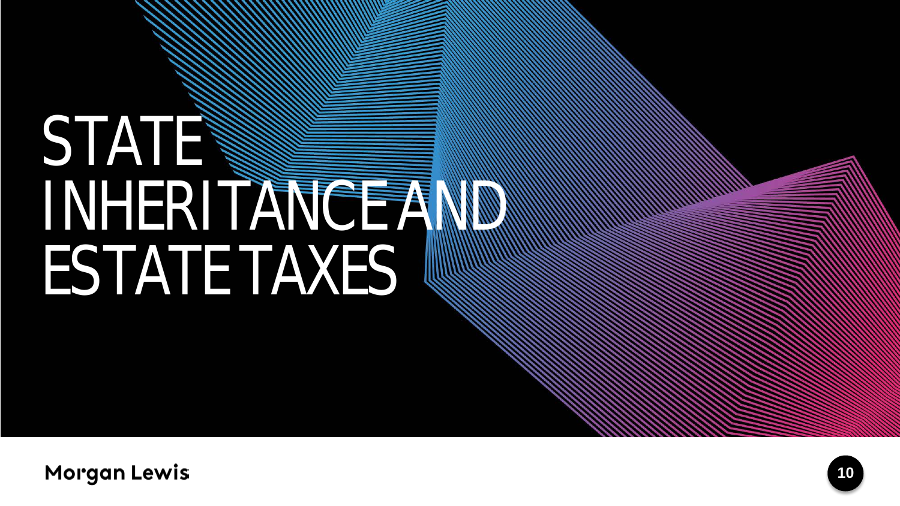# STATE INHERITANCE AND ESTATE TAXES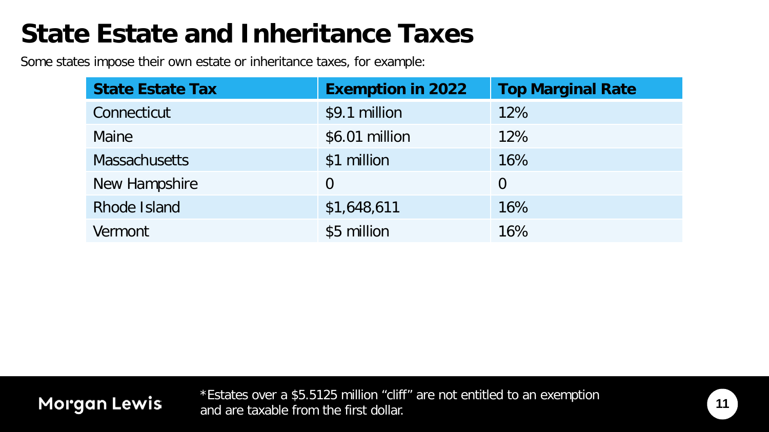# State Estate and Inheritance Taxes

Some states impose their own estate or inheritance taxes, for example:

| State Estate Tax | Exemption in 2022 | Top Marginal Rate |
|---|---|---|
| Connecticut | $9.1 million | 12% |
| Maine | $6.01 million | 12% |
| Massachusetts | $1 million | 16% |
| New Hampshire | 0 | 0 |
| Rhode Island | $1,648,611 | 16% |
| Vermont | $5 million | 16% |

*Estates over a $5.5125 million "cliff" are not entitled to an exemption and are taxable from the first dollar.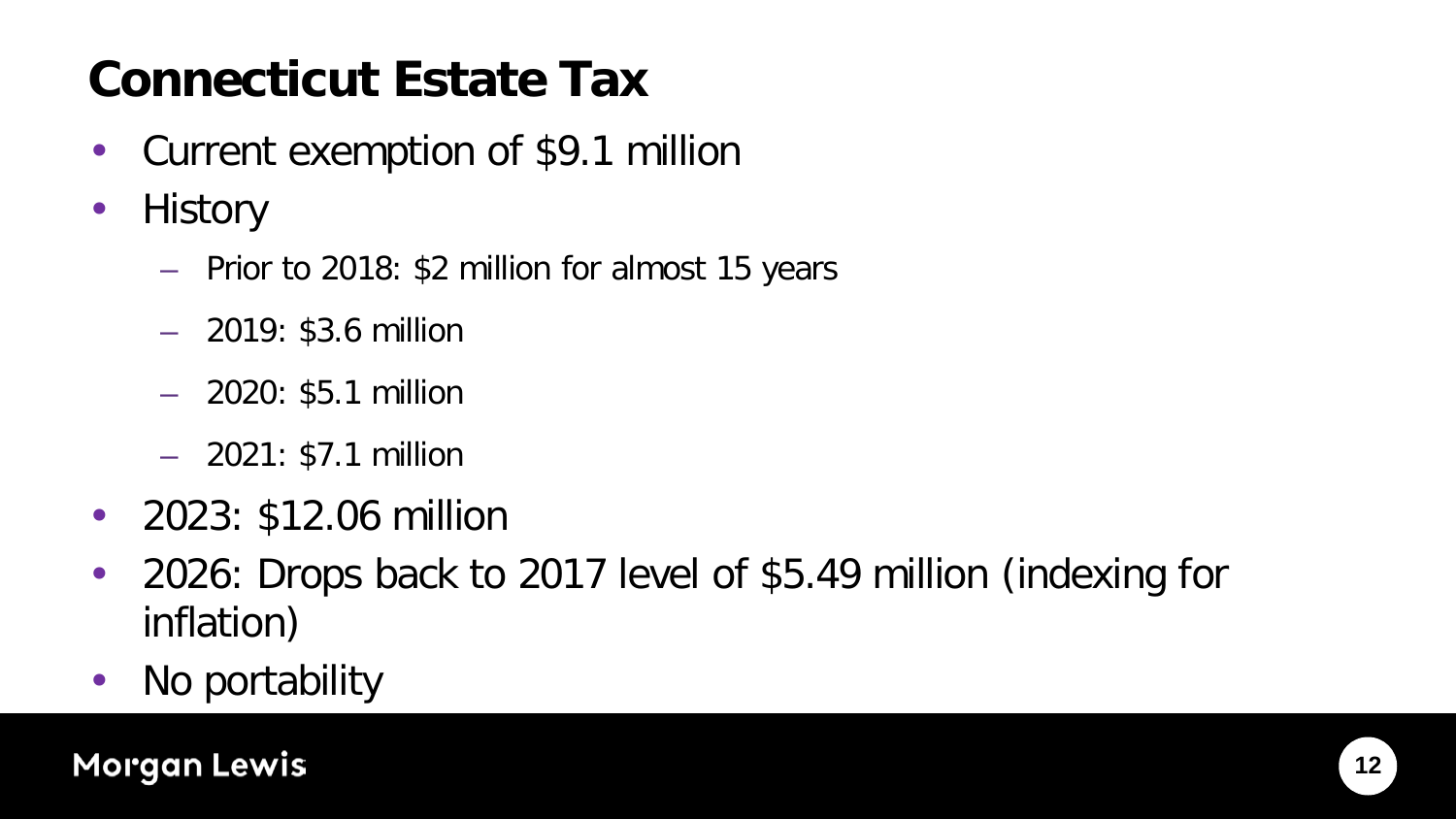# Connecticut Estate Tax

- Current exemption of $9.1 million
- History
  - Prior to 2018: $2 million for almost 15 years
  - 2019: $3.6 million
  - 2020: $5.1 million
  - 2021: $7.1 million
- 2023: $12.06 million
- 2026: Drops back to 2017 level of $5.49 million (indexing for inflation)
- No portability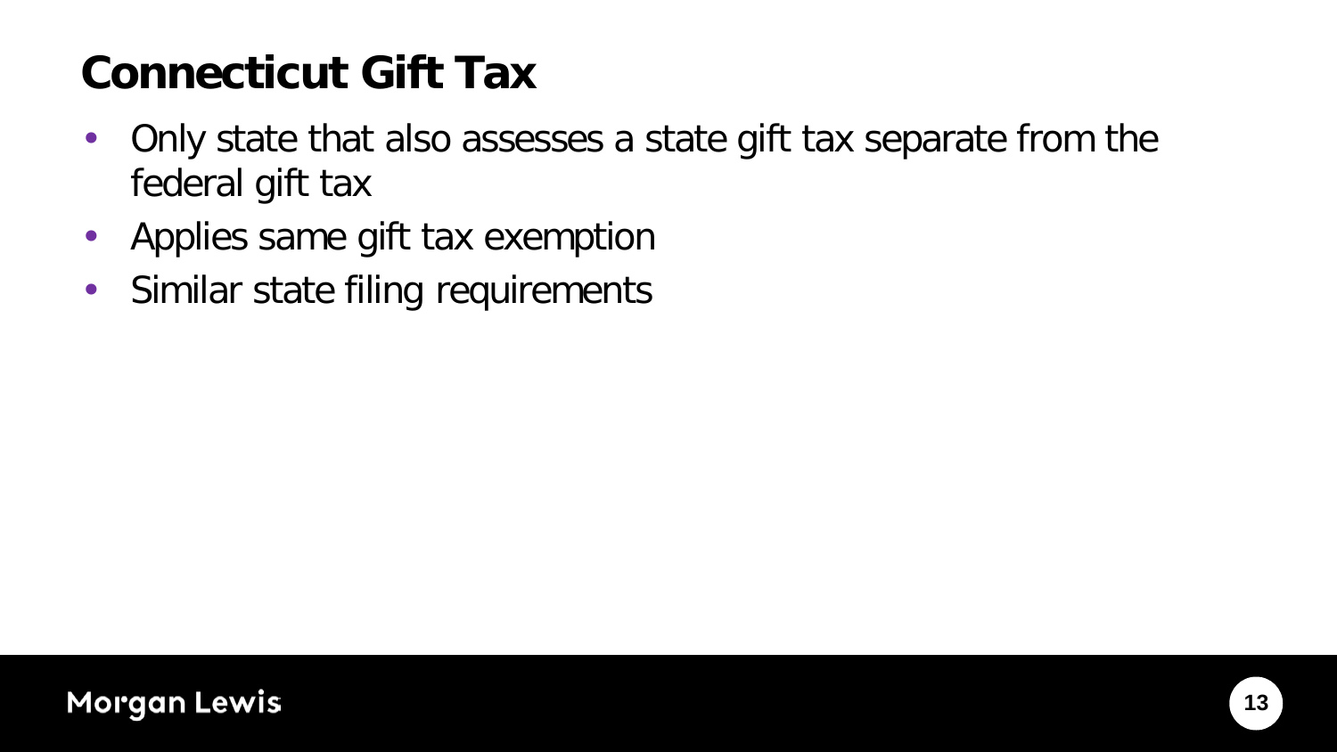# Connecticut Gift Tax

- Only state that also assesses a state gift tax separate from the federal gift tax
- Applies same gift tax exemption
- Similar state filing requirements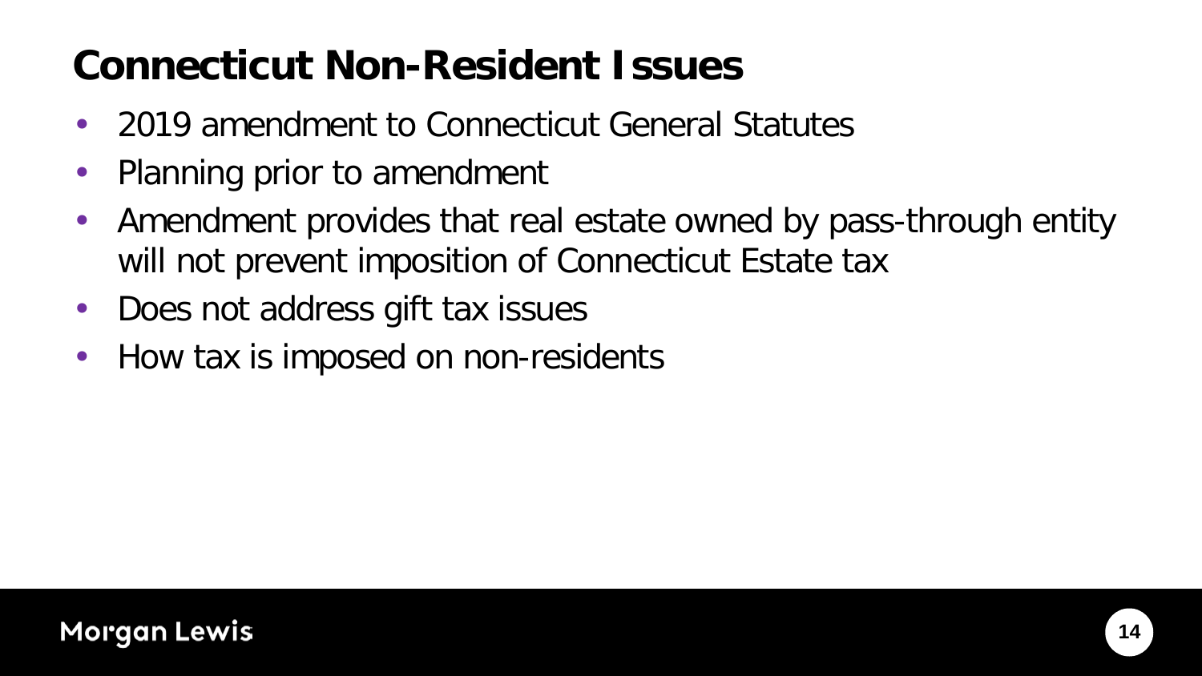# Connecticut Non-Resident Issues

- 2019 amendment to Connecticut General Statutes
- Planning prior to amendment
- Amendment provides that real estate owned by pass-through entity will not prevent imposition of Connecticut Estate tax
- Does not address gift tax issues
- How tax is imposed on non-residents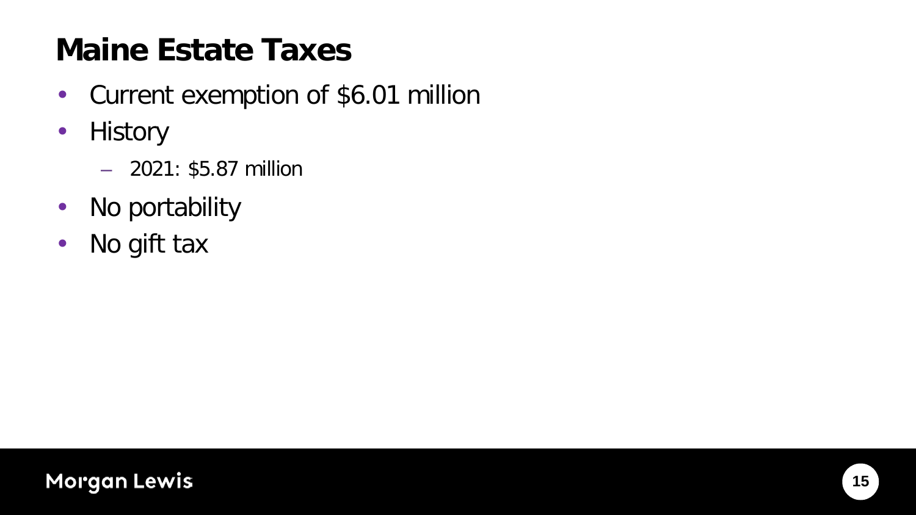# Maine Estate Taxes

- Current exemption of $6.01 million
- History
  - 2021: $5.87 million
- No portability
- No gift tax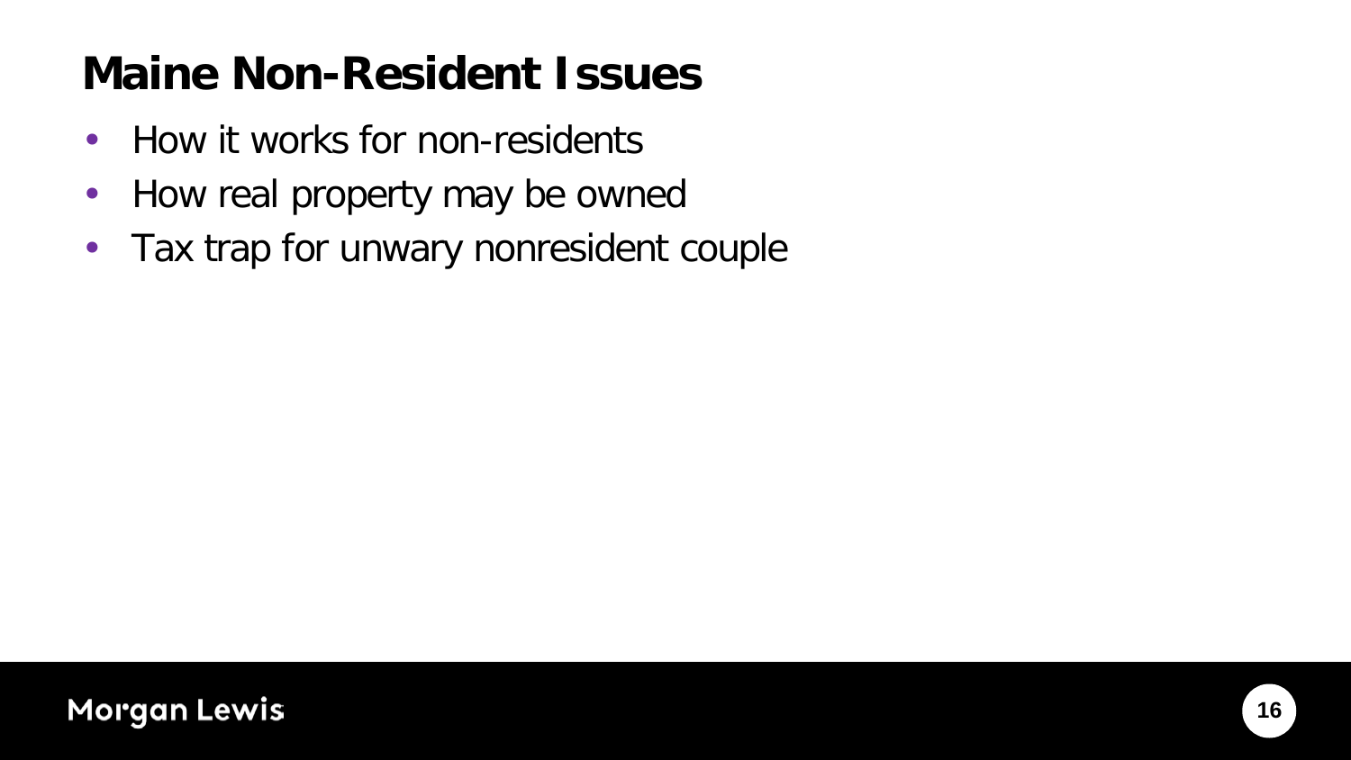# Maine Non-Resident Issues

- How it works for non-residents
- How real property may be owned
- Tax trap for unwary nonresident couple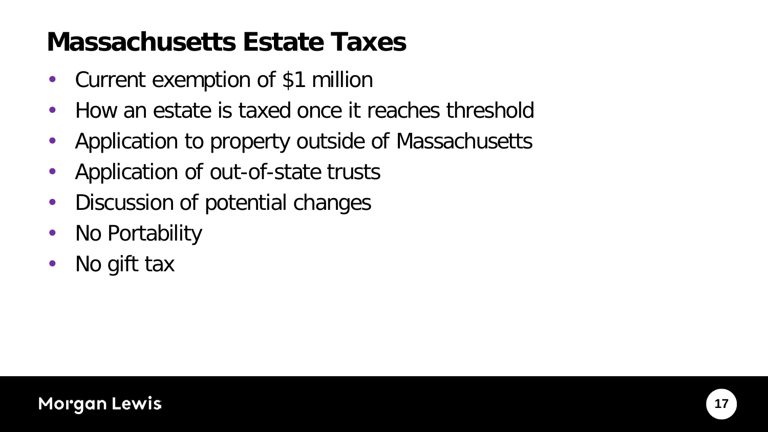# Massachusetts Estate Taxes

- Current exemption of $1 million
- How an estate is taxed once it reaches threshold
- Application to property outside of Massachusetts
- Application of out-of-state trusts
- Discussion of potential changes
- No Portability
- No gift tax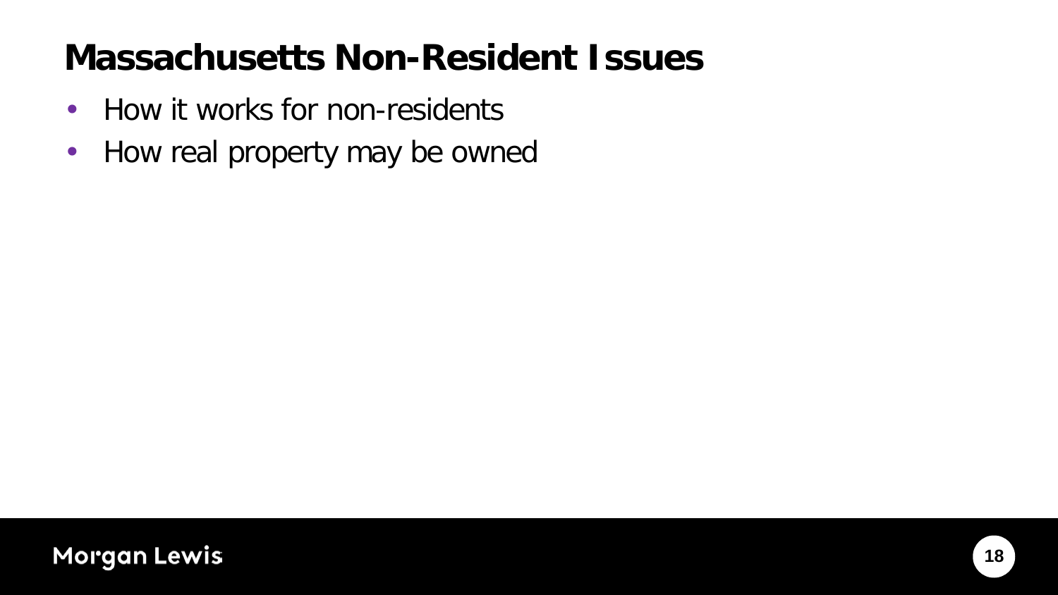# Massachusetts Non-Resident Issues

- How it works for non-residents
- How real property may be owned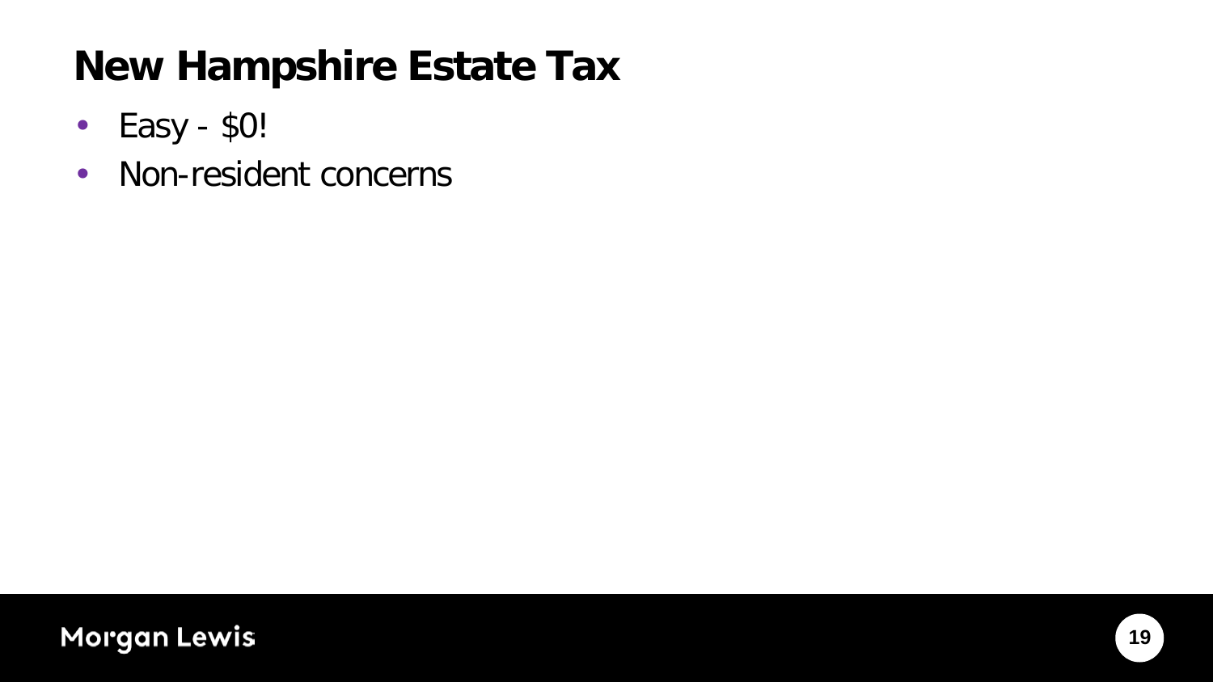# New Hampshire Estate Tax

- Easy - $0!
- Non-resident concerns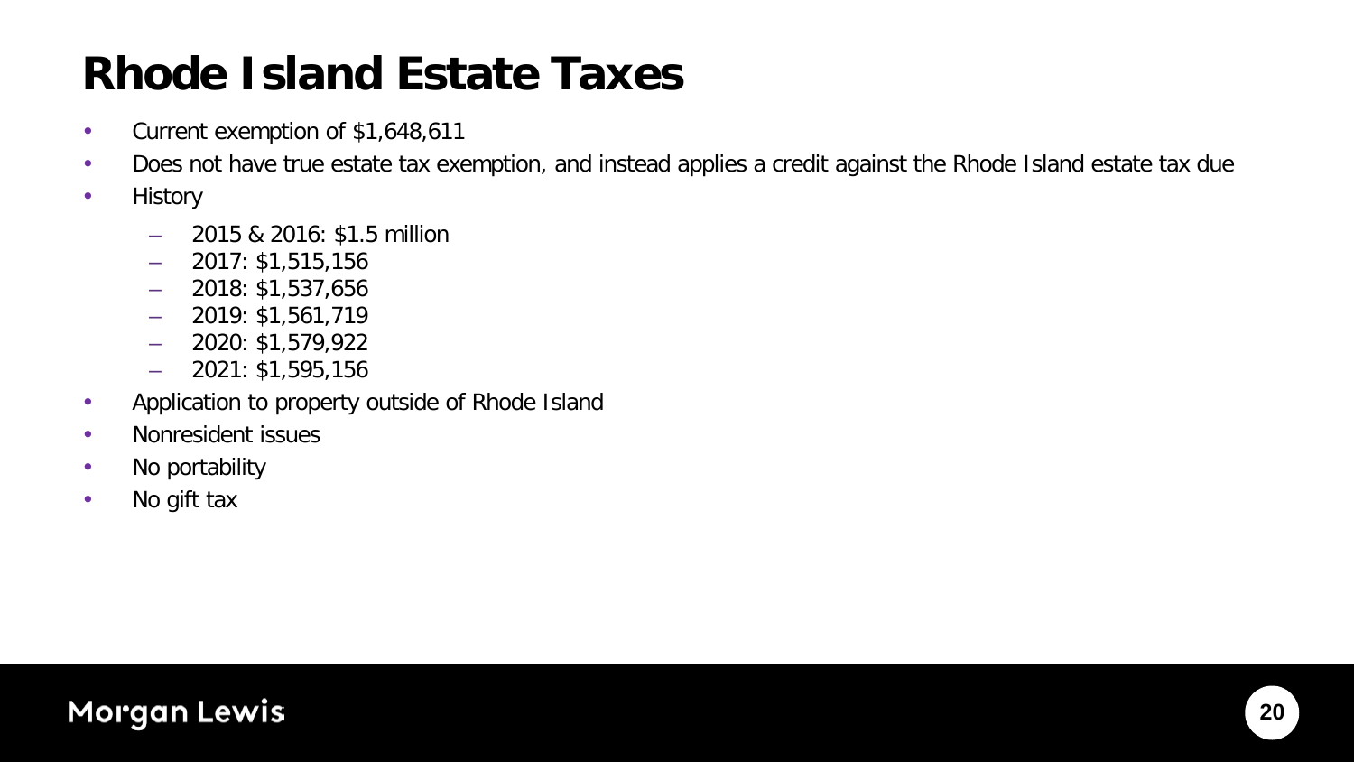# Rhode Island Estate Taxes

- Current exemption of $1,648,611
- Does not have true estate tax exemption, and instead applies a credit against the Rhode Island estate tax due
- History
  - 2015 & 2016: $1.5 million
  - 2017: $1,515,156
  - 2018: $1,537,656
  - 2019: $1,561,719
  - 2020: $1,579,922
  - 2021: $1,595,156
- Application to property outside of Rhode Island
- Nonresident issues
- No portability
- No gift tax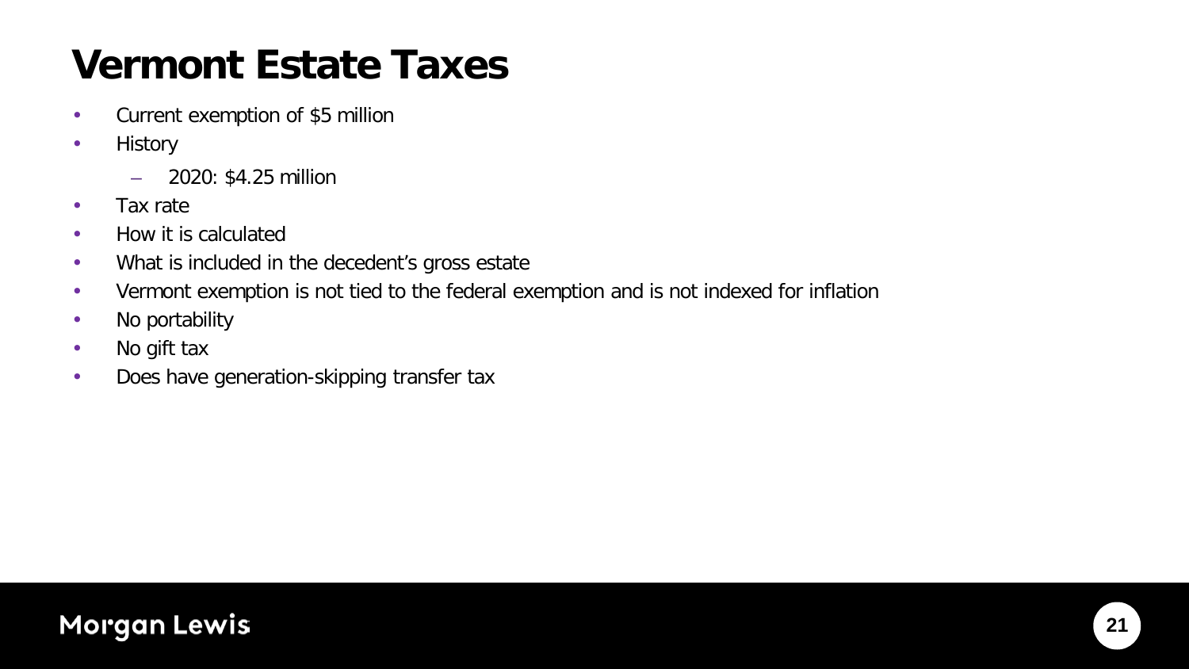# Vermont Estate Taxes

- Current exemption of $5 million
- History
  - 2020: $4.25 million
- Tax rate
- How it is calculated
- What is included in the decedent's gross estate
- Vermont exemption is not tied to the federal exemption and is not indexed for inflation
- No portability
- No gift tax
- Does have generation-skipping transfer tax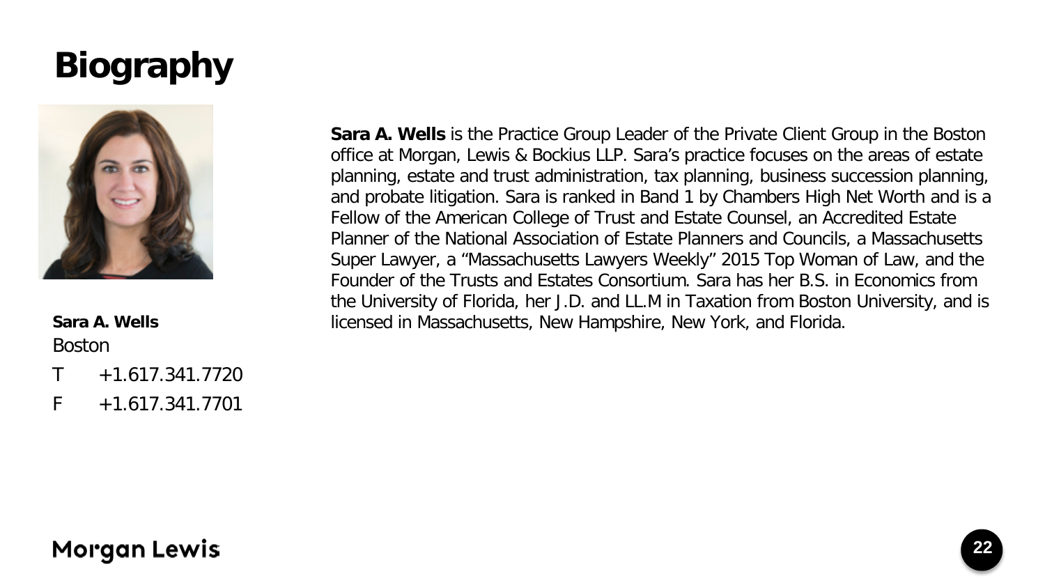# Biography

**Sara A. Wells**
Boston
T +1.617.341.7720
F +1.617.341.7701

**Sara A. Wells** is the Practice Group Leader of the Private Client Group in the Boston office at Morgan, Lewis & Bockius LLP. Sara's practice focuses on the areas of estate planning, estate and trust administration, tax planning, business succession planning, and probate litigation. Sara is ranked in Band 1 by Chambers High Net Worth and is a Fellow of the American College of Trust and Estate Counsel, an Accredited Estate Planner of the National Association of Estate Planners and Councils, a Massachusetts Super Lawyer, a "Massachusetts Lawyers Weekly" 2015 Top Woman of Law, and the Founder of the Trusts and Estates Consortium. Sara has her B.S. in Economics from the University of Florida, her J.D. and LL.M in Taxation from Boston University, and is licensed in Massachusetts, New Hampshire, New York, and Florida.

Morgan Lewis